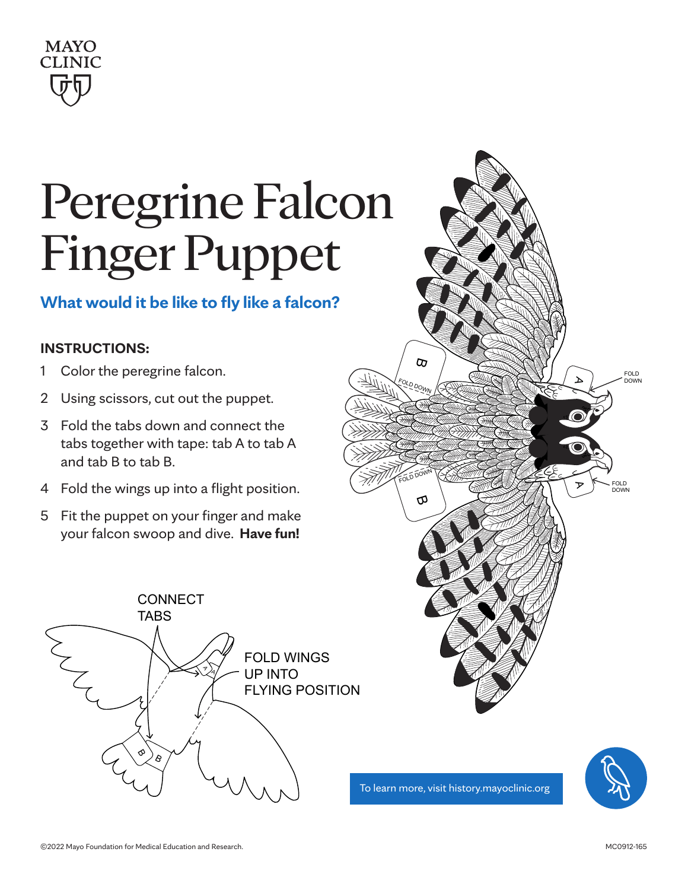MAYO CLINIC

# Peregrine Falcon Finger Puppet

## What would it be like to fly like a falcon?

**INSTRUCTIONS:**

1. Color the peregrine falcon.
2. Using scissors, cut out the puppet.
3. Fold the tabs down and connect the tabs together with tape: tab A to tab A and tab B to tab B.
4. Fold the wings up into a flight position.
5. Fit the puppet on your finger and make your falcon swoop and dive. **Have fun!**

CONNECT TABS

FOLD WINGS UP INTO FLYING POSITION

FOLD DOWN

To learn more, visit history.mayoclinic.org

©2022 Mayo Foundation for Medical Education and Research.

MC0912-165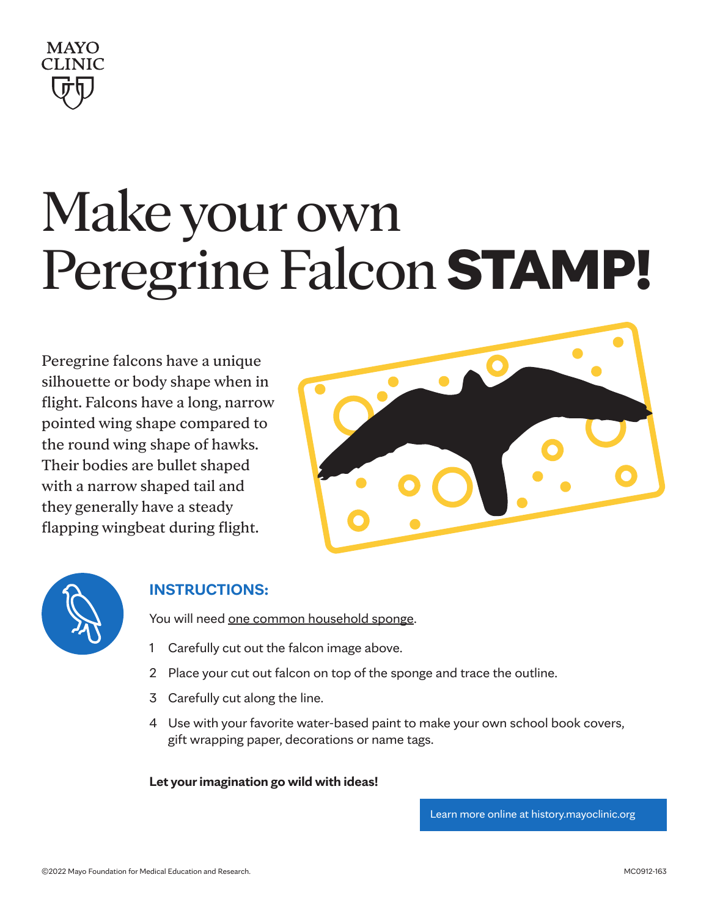# Make your own Peregrine Falcon **STAMP!**

Peregrine falcons have a unique silhouette or body shape when in flight. Falcons have a long, narrow pointed wing shape compared to the round wing shape of hawks. Their bodies are bullet shaped with a narrow shaped tail and they generally have a steady flapping wingbeat during flight.

## INSTRUCTIONS:

You will need one common household sponge.

1. Carefully cut out the falcon image above.
2. Place your cut out falcon on top of the sponge and trace the outline.
3. Carefully cut along the line.
4. Use with your favorite water-based paint to make your own school book covers, gift wrapping paper, decorations or name tags.

**Let your imagination go wild with ideas!**

Learn more online at history.mayoclinic.org

©2022 Mayo Foundation for Medical Education and Research.

MC0912-163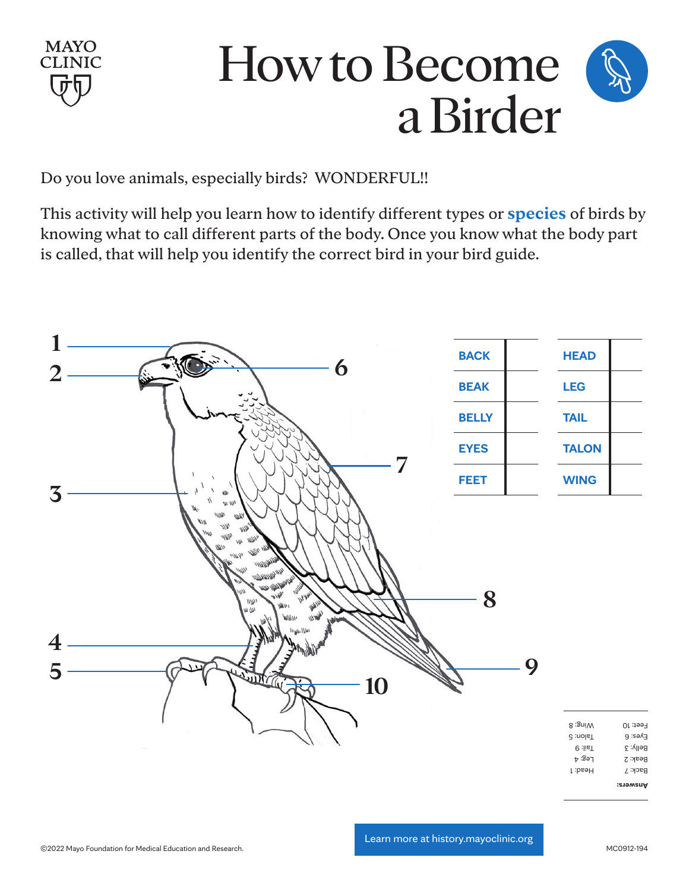MAYO CLINIC

# How to Become a Birder

Do you love animals, especially birds? WONDERFUL!!

This activity will help you learn how to identify different types or **species** of birds by knowing what to call different parts of the body. Once you know what the body part is called, that will help you identify the correct bird in your bird guide.

1
2
3
4
5
6
7
8
9
10

| BACK | | HEAD | |
|---|---|---|---|
| BEAK | | LEG | |
| BELLY | | TAIL | |
| EYES | | TALON | |
| FEET | | WING | |

**Answers:**

Back: 7
Beak: 2
Belly: 3
Eyes: 6
Feet: 10

Head: 1
Leg: 4
Tail: 9
Talon: 5
Wing: 8

Learn more at history.mayoclinic.org

©2022 Mayo Foundation for Medical Education and Research.

MC0912-194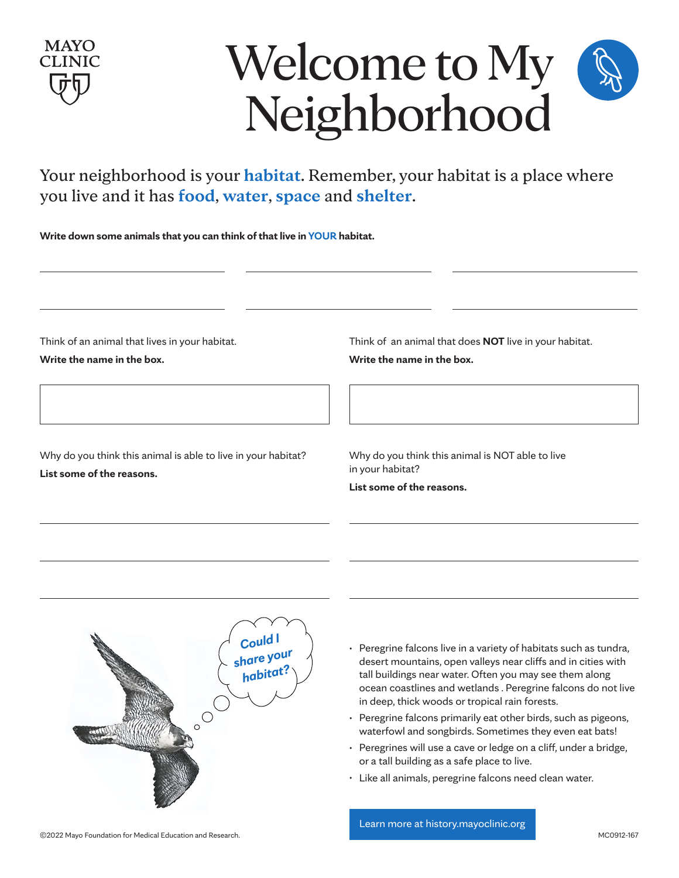MAYO CLINIC

# Welcome to My Neighborhood

Your neighborhood is your **habitat**. Remember, your habitat is a place where you live and it has **food**, **water**, **space** and **shelter**.

**Write down some animals that you can think of that live in YOUR habitat.**

_______________ _______________ _______________

_______________ _______________ _______________

Think of an animal that lives in your habitat.

**Write the name in the box.**

| |
|---|
| |

Why do you think this animal is able to live in your habitat?

**List some of the reasons.**

_______________

_______________

_______________

Think of an animal that does **NOT** live in your habitat.

**Write the name in the box.**

| |
|---|
| |

Why do you think this animal is NOT able to live in your habitat?

**List some of the reasons.**

_______________

_______________

_______________

Could I share your habitat?

- Peregrine falcons live in a variety of habitats such as tundra, desert mountains, open valleys near cliffs and in cities with tall buildings near water. Often you may see them along ocean coastlines and wetlands. Peregrine falcons do not live in deep, thick woods or tropical rain forests.
- Peregrine falcons primarily eat other birds, such as pigeons, waterfowl and songbirds. Sometimes they even eat bats!
- Peregrines will use a cave or ledge on a cliff, under a bridge, or a tall building as a safe place to live.
- Like all animals, peregrine falcons need clean water.

Learn more at history.mayoclinic.org

©2022 Mayo Foundation for Medical Education and Research.

MC0912-167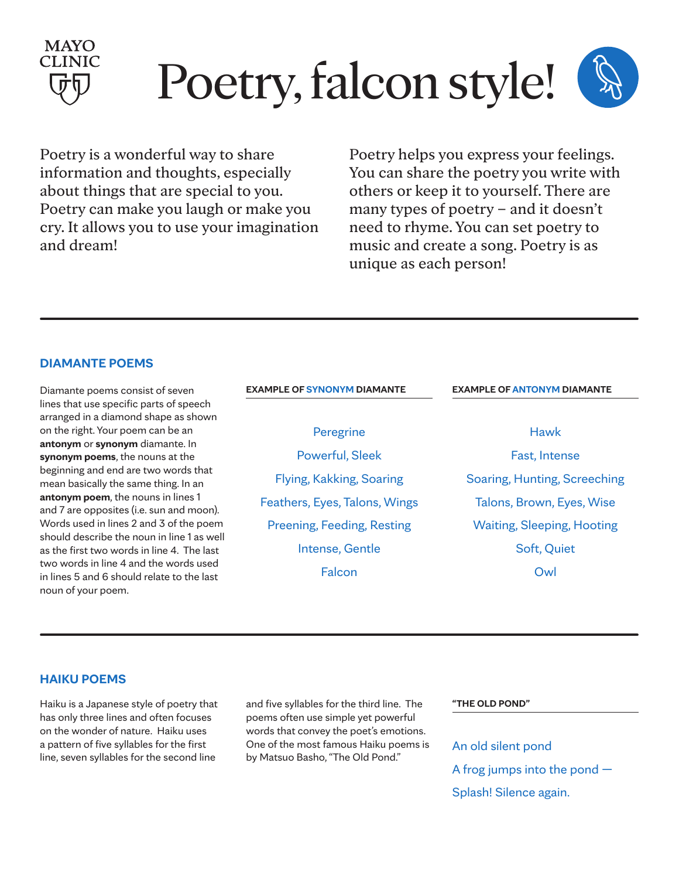# Poetry, falcon style!

Poetry is a wonderful way to share information and thoughts, especially about things that are special to you. Poetry can make you laugh or make you cry. It allows you to use your imagination and dream!

Poetry helps you express your feelings. You can share the poetry you write with others or keep it to yourself. There are many types of poetry – and it doesn't need to rhyme. You can set poetry to music and create a song. Poetry is as unique as each person!

## DIAMANTE POEMS

Diamante poems consist of seven lines that use specific parts of speech arranged in a diamond shape as shown on the right. Your poem can be an **antonym** or **synonym** diamante. In **synonym poems**, the nouns at the beginning and end are two words that mean basically the same thing. In an **antonym poem**, the nouns in lines 1 and 7 are opposites (i.e. sun and moon). Words used in lines 2 and 3 of the poem should describe the noun in line 1 as well as the first two words in line 4. The last two words in line 4 and the words used in lines 5 and 6 should relate to the last noun of your poem.

**EXAMPLE OF SYNONYM DIAMANTE**

Peregrine
Powerful, Sleek
Flying, Kakking, Soaring
Feathers, Eyes, Talons, Wings
Preening, Feeding, Resting
Intense, Gentle
Falcon

**EXAMPLE OF ANTONYM DIAMANTE**

Hawk
Fast, Intense
Soaring, Hunting, Screeching
Talons, Brown, Eyes, Wise
Waiting, Sleeping, Hooting
Soft, Quiet
Owl

## HAIKU POEMS

Haiku is a Japanese style of poetry that has only three lines and often focuses on the wonder of nature. Haiku uses a pattern of five syllables for the first line, seven syllables for the second line and five syllables for the third line. The poems often use simple yet powerful words that convey the poet's emotions. One of the most famous Haiku poems is by Matsuo Basho, "The Old Pond."

**"THE OLD POND"**

An old silent pond
A frog jumps into the pond —
Splash! Silence again.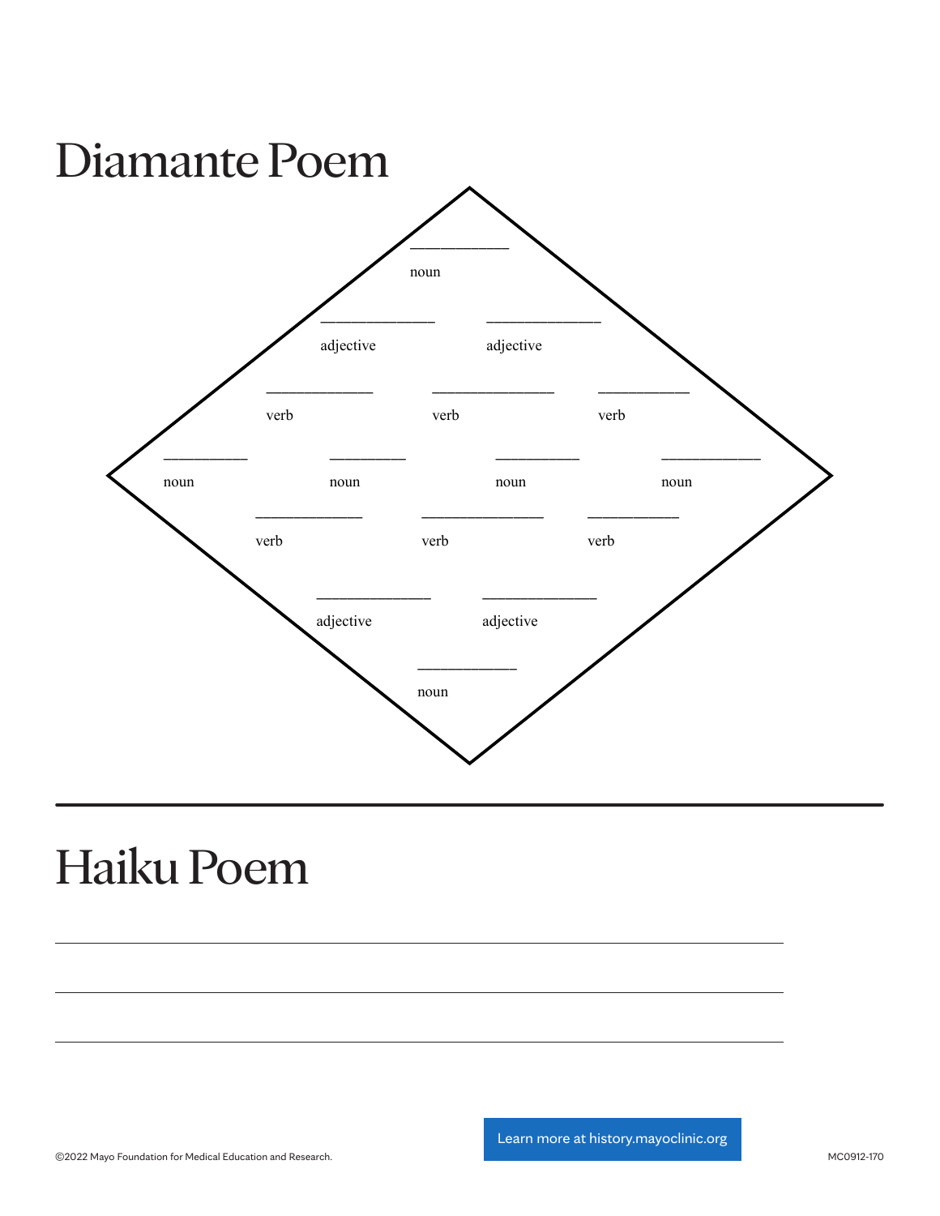# Diamante Poem

______________
noun

______________ ______________
adjective adjective

______________ ______________ ______________
verb verb verb

______________ ______________ ______________ ______________
noun noun noun noun

______________ ______________ ______________
verb verb verb

______________ ______________
adjective adjective

______________
noun

# Haiku Poem

______________________________________________________________

______________________________________________________________

______________________________________________________________

©2022 Mayo Foundation for Medical Education and Research.

Learn more at history.mayoclinic.org

MC0912-170